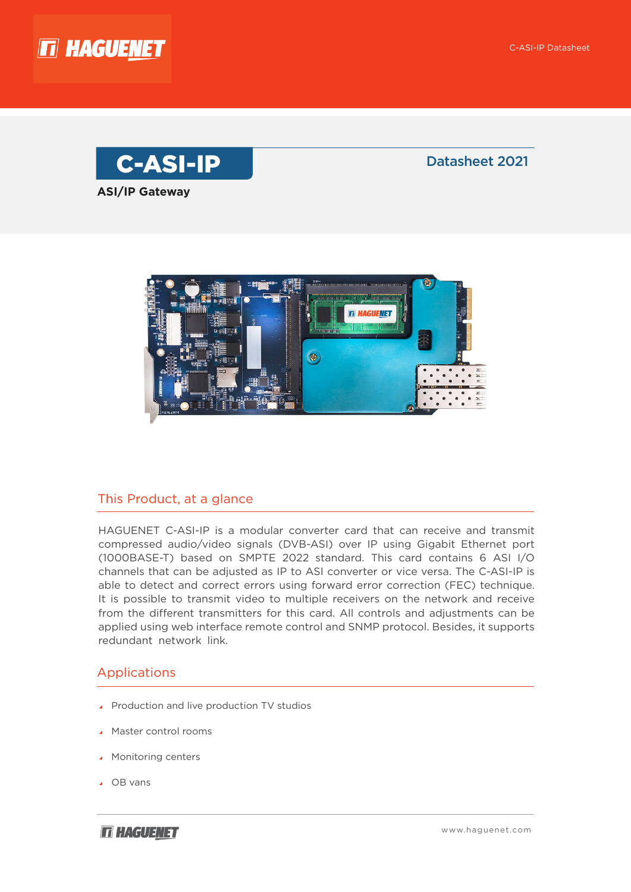# C-ASI-IP

**ASI/IP Gateway**

Datasheet 2021

## This Product, at a glance

HAGUENET C-ASI-IP is a modular converter card that can receive and transmit compressed audio/video signals (DVB-ASI) over IP using Gigabit Ethernet port (1000BASE-T) based on SMPTE 2022 standard. This card contains 6 ASI I/O channels that can be adjusted as IP to ASI converter or vice versa. The C-ASI-IP is able to detect and correct errors using forward error correction (FEC) technique. It is possible to transmit video to multiple receivers on the network and receive from the different transmitters for this card. All controls and adjustments can be applied using web interface remote control and SNMP protocol. Besides, it supports redundant network link.

## Applications

- Production and live production TV studios
- Master control rooms
- Monitoring centers
- OB vans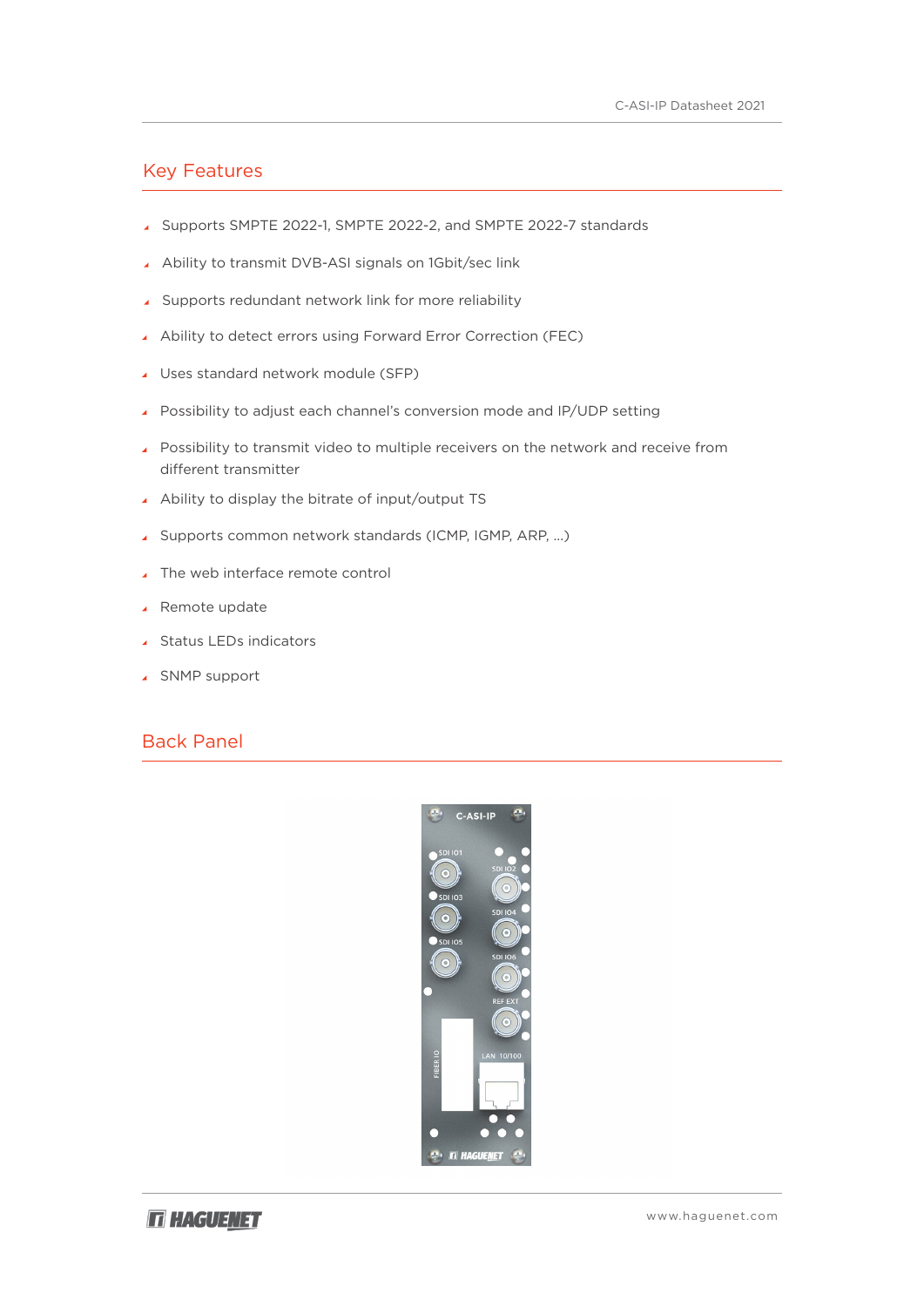## Key Features

- Supports SMPTE 2022-1, SMPTE 2022-2, and SMPTE 2022-7 standards
- Ability to transmit DVB-ASI signals on 1Gbit/sec link
- Supports redundant network link for more reliability
- Ability to detect errors using Forward Error Correction (FEC)
- Uses standard network module (SFP)
- Possibility to adjust each channel's conversion mode and IP/UDP setting
- Possibility to transmit video to multiple receivers on the network and receive from different transmitter
- Ability to display the bitrate of input/output TS
- Supports common network standards (ICMP, IGMP, ARP, ...)
- The web interface remote control
- Remote update
- Status LEDs indicators
- SNMP support

## Back Panel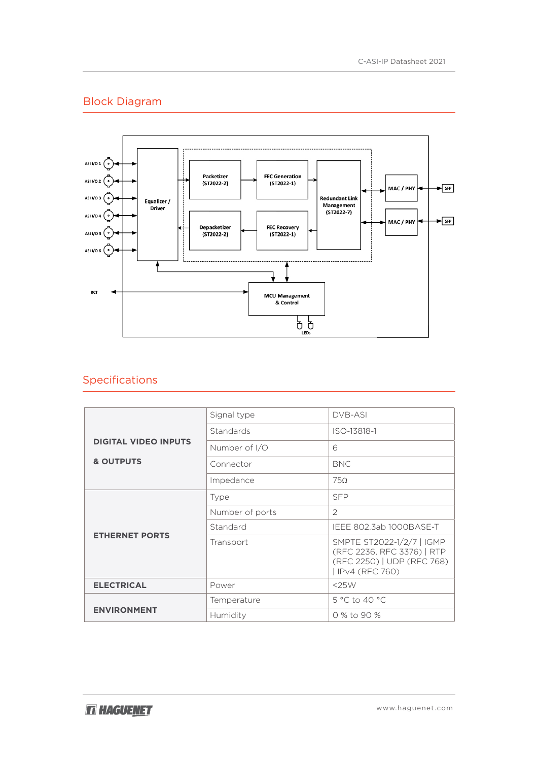## Block Diagram

## Specifications

| | | |
|---|---|---|
| **DIGITAL VIDEO INPUTS & OUTPUTS** | Signal type | DVB-ASI |
| | Standards | ISO-13818-1 |
| | Number of I/O | 6 |
| | Connector | BNC |
| | Impedance | 75Ω |
| **ETHERNET PORTS** | Type | SFP |
| | Number of ports | 2 |
| | Standard | IEEE 802.3ab 1000BASE-T |
| | Transport | SMPTE ST2022-1/2/7 \| IGMP (RFC 2236, RFC 3376) \| RTP (RFC 2250) \| UDP (RFC 768) \| IPv4 (RFC 760) |
| **ELECTRICAL** | Power | <25W |
| **ENVIRONMENT** | Temperature | 5 °C to 40 °C |
| | Humidity | 0 % to 90 % |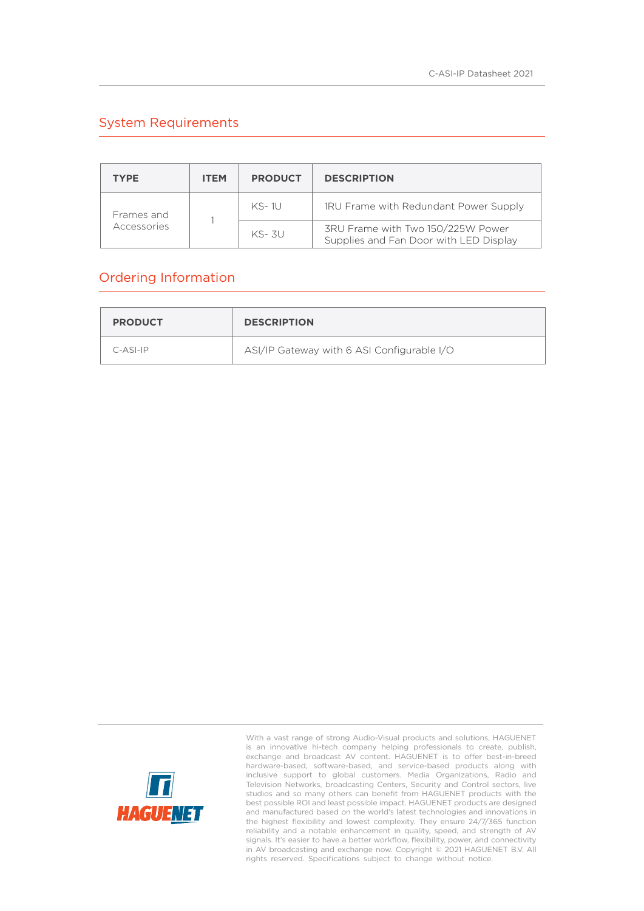## System Requirements

| TYPE | ITEM | PRODUCT | DESCRIPTION |
|---|---|---|---|
| Frames and Accessories | 1 | KS- 1U | 1RU Frame with Redundant Power Supply |
| | | KS- 3U | 3RU Frame with Two 150/225W Power Supplies and Fan Door with LED Display |

## Ordering Information

| PRODUCT | DESCRIPTION |
|---|---|
| C-ASI-IP | ASI/IP Gateway with 6 ASI Configurable I/O |

HAGUENET

With a vast range of strong Audio-Visual products and solutions, HAGUENET is an innovative hi-tech company helping professionals to create, publish, exchange and broadcast AV content. HAGUENET is to offer best-in-breed hardware-based, software-based, and service-based products along with inclusive support to global customers. Media Organizations, Radio and Television Networks, broadcasting Centers, Security and Control sectors, live studios and so many others can benefit from HAGUENET products with the best possible ROI and least possible impact. HAGUENET products are designed and manufactured based on the world's latest technologies and innovations in the highest flexibility and lowest complexity. They ensure 24/7/365 function reliability and a notable enhancement in quality, speed, and strength of AV signals. It's easier to have a better workflow, flexibility, power, and connectivity in AV broadcasting and exchange now. Copyright © 2021 HAGUENET B.V. All rights reserved. Specifications subject to change without notice.